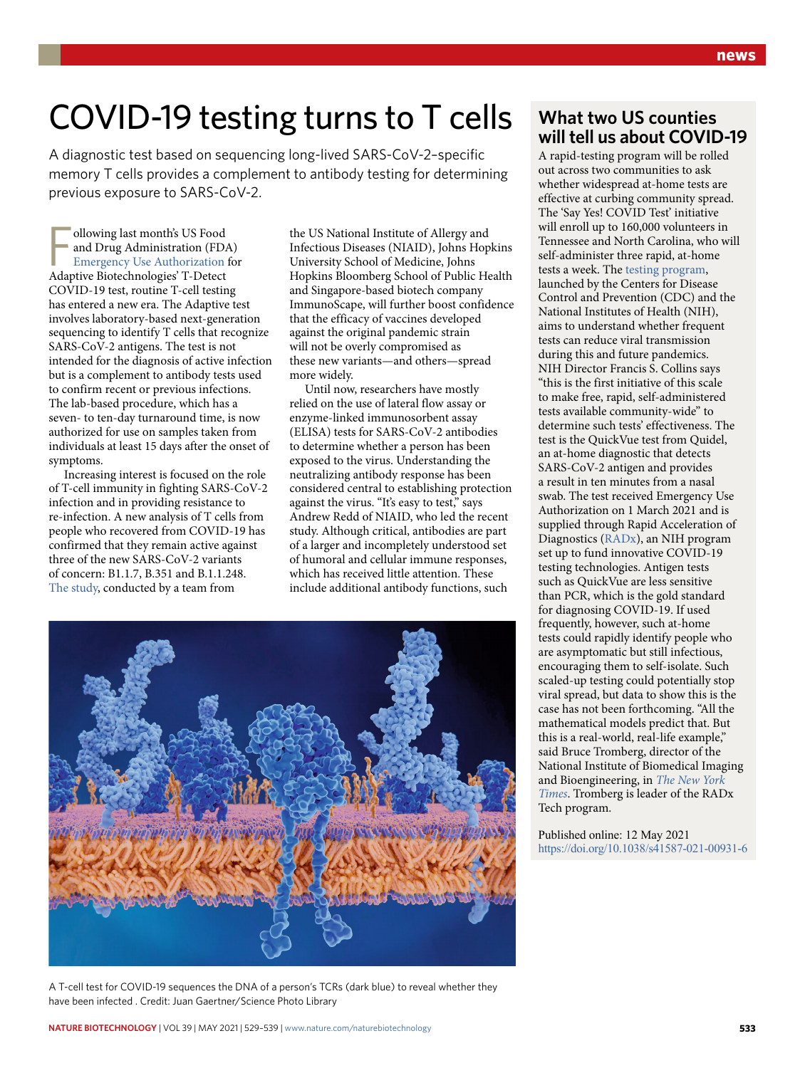# COVID-19 testing turns to T cells

A diagnostic test based on sequencing long-lived SARS-CoV-2–specific memory T cells provides a complement to antibody testing for determining previous exposure to SARS-CoV-2.

Following last month's US Food and Drug Administration (FDA) Emergency Use Authorization for Adaptive Biotechnologies' T-Detect COVID-19 test, routine T-cell testing has entered a new era. The Adaptive test involves laboratory-based next-generation sequencing to identify T cells that recognize SARS-CoV-2 antigens. The test is not intended for the diagnosis of active infection but is a complement to antibody tests used to confirm recent or previous infections. The lab-based procedure, which has a seven- to ten-day turnaround time, is now authorized for use on samples taken from individuals at least 15 days after the onset of symptoms.

Increasing interest is focused on the role of T-cell immunity in fighting SARS-CoV-2 infection and in providing resistance to re-infection. A new analysis of T cells from people who recovered from COVID-19 has confirmed that they remain active against three of the new SARS-CoV-2 variants of concern: B1.1.7, B.351 and B.1.1.248. The study, conducted by a team from the US National Institute of Allergy and Infectious Diseases (NIAID), Johns Hopkins University School of Medicine, Johns Hopkins Bloomberg School of Public Health and Singapore-based biotech company ImmunoScape, will further boost confidence that the efficacy of vaccines developed against the original pandemic strain will not be overly compromised as these new variants—and others—spread more widely.

Until now, researchers have mostly relied on the use of lateral flow assay or enzyme-linked immunosorbent assay (ELISA) tests for SARS-CoV-2 antibodies to determine whether a person has been exposed to the virus. Understanding the neutralizing antibody response has been considered central to establishing protection against the virus. "It's easy to test," says Andrew Redd of NIAID, who led the recent study. Although critical, antibodies are part of a larger and incompletely understood set of humoral and cellular immune responses, which has received little attention. These include additional antibody functions, such

A T-cell test for COVID-19 sequences the DNA of a person's TCRs (dark blue) to reveal whether they have been infected . Credit: Juan Gaertner/Science Photo Library

## What two US counties will tell us about COVID-19

A rapid-testing program will be rolled out across two communities to ask whether widespread at-home tests are effective at curbing community spread. The 'Say Yes! COVID Test' initiative will enroll up to 160,000 volunteers in Tennessee and North Carolina, who will self-administer three rapid, at-home tests a week. The testing program, launched by the Centers for Disease Control and Prevention (CDC) and the National Institutes of Health (NIH), aims to understand whether frequent tests can reduce viral transmission during this and future pandemics. NIH Director Francis S. Collins says "this is the first initiative of this scale to make free, rapid, self-administered tests available community-wide" to determine such tests' effectiveness. The test is the QuickVue test from Quidel, an at-home diagnostic that detects SARS-CoV-2 antigen and provides a result in ten minutes from a nasal swab. The test received Emergency Use Authorization on 1 March 2021 and is supplied through Rapid Acceleration of Diagnostics (RADx), an NIH program set up to fund innovative COVID-19 testing technologies. Antigen tests such as QuickVue are less sensitive than PCR, which is the gold standard for diagnosing COVID-19. If used frequently, however, such at-home tests could rapidly identify people who are asymptomatic but still infectious, encouraging them to self-isolate. Such scaled-up testing could potentially stop viral spread, but data to show this is the case has not been forthcoming. "All the mathematical models predict that. But this is a real-world, real-life example," said Bruce Tromberg, director of the National Institute of Biomedical Imaging and Bioengineering, in *The New York Times*. Tromberg is leader of the RADx Tech program.

Published online: 12 May 2021
https://doi.org/10.1038/s41587-021-00931-6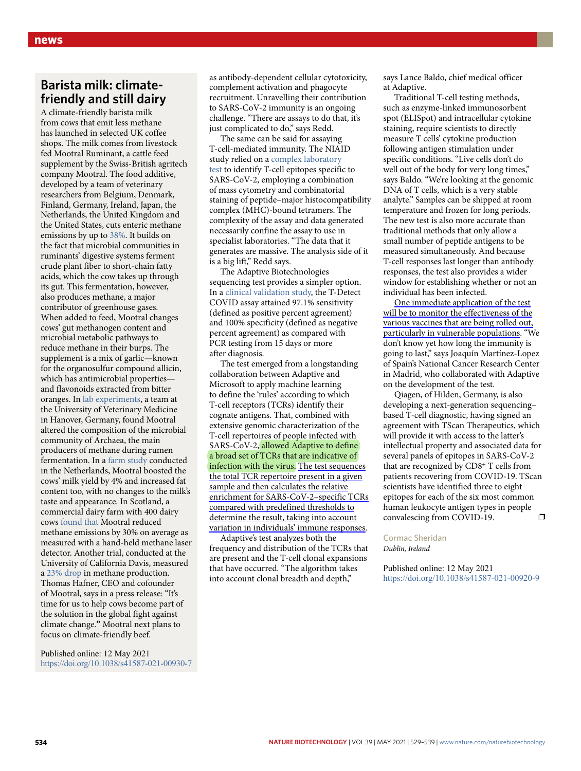## Barista milk: climate-friendly and still dairy

A climate-friendly barista milk from cows that emit less methane has launched in selected UK coffee shops. The milk comes from livestock fed Mootral Ruminant, a cattle feed supplement by the Swiss-British agritech company Mootral. The food additive, developed by a team of veterinary researchers from Belgium, Denmark, Finland, Germany, Ireland, Japan, the Netherlands, the United Kingdom and the United States, cuts enteric methane emissions by up to 38%. It builds on the fact that microbial communities in ruminants' digestive systems ferment crude plant fiber to short-chain fatty acids, which the cow takes up through its gut. This fermentation, however, also produces methane, a major contributor of greenhouse gases. When added to feed, Mootral changes cows' gut methanogen content and microbial metabolic pathways to reduce methane in their burps. The supplement is a mix of garlic—known for the organosulfur compound allicin, which has antimicrobial properties—and flavonoids extracted from bitter oranges. In lab experiments, a team at the University of Veterinary Medicine in Hanover, Germany, found Mootral altered the composition of the microbial community of Archaea, the main producers of methane during rumen fermentation. In a farm study conducted in the Netherlands, Mootral boosted the cows' milk yield by 4% and increased fat content too, with no changes to the milk's taste and appearance. In Scotland, a commercial dairy farm with 400 dairy cows found that Mootral reduced methane emissions by 30% on average as measured with a hand-held methane laser detector. Another trial, conducted at the University of California Davis, measured a 23% drop in methane production. Thomas Hafner, CEO and cofounder of Mootral, says in a press release: "It's time for us to help cows become part of the solution in the global fight against climate change." Mootral next plans to focus on climate-friendly beef.

Published online: 12 May 2021
https://doi.org/10.1038/s41587-021-00930-7

as antibody-dependent cellular cytotoxicity, complement activation and phagocyte recruitment. Unravelling their contribution to SARS-CoV-2 immunity is an ongoing challenge. "There are assays to do that, it's just complicated to do," says Redd.

The same can be said for assaying T-cell-mediated immunity. The NIAID study relied on a complex laboratory test to identify T-cell epitopes specific to SARS-CoV-2, employing a combination of mass cytometry and combinatorial staining of peptide–major histocompatibility complex (MHC)-bound tetramers. The complexity of the assay and data generated necessarily confine the assay to use in specialist laboratories. "The data that it generates are massive. The analysis side of it is a big lift," Redd says.

The Adaptive Biotechnologies sequencing test provides a simpler option. In a clinical validation study, the T-Detect COVID assay attained 97.1% sensitivity (defined as positive percent agreement) and 100% specificity (defined as negative percent agreement) as compared with PCR testing from 15 days or more after diagnosis.

The test emerged from a longstanding collaboration between Adaptive and Microsoft to apply machine learning to define the 'rules' according to which T-cell receptors (TCRs) identify their cognate antigens. That, combined with extensive genomic characterization of the T-cell repertoires of people infected with SARS-CoV-2, allowed Adaptive to define a broad set of TCRs that are indicative of infection with the virus. The test sequences the total TCR repertoire present in a given sample and then calculates the relative enrichment for SARS-CoV-2–specific TCRs compared with predefined thresholds to determine the result, taking into account variation in individuals' immune responses.

Adaptive's test analyzes both the frequency and distribution of the TCRs that are present and the T-cell clonal expansions that have occurred. "The algorithm takes into account clonal breadth and depth," says Lance Baldo, chief medical officer at Adaptive.

Traditional T-cell testing methods, such as enzyme-linked immunosorbent spot (ELISpot) and intracellular cytokine staining, require scientists to directly measure T cells' cytokine production following antigen stimulation under specific conditions. "Live cells don't do well out of the body for very long times," says Baldo. "We're looking at the genomic DNA of T cells, which is a very stable analyte." Samples can be shipped at room temperature and frozen for long periods. The new test is also more accurate than traditional methods that only allow a small number of peptide antigens to be measured simultaneously. And because T-cell responses last longer than antibody responses, the test also provides a wider window for establishing whether or not an individual has been infected.

One immediate application of the test will be to monitor the effectiveness of the various vaccines that are being rolled out, particularly in vulnerable populations. "We don't know yet how long the immunity is going to last," says Joaquín Martínez-Lopez of Spain's National Cancer Research Center in Madrid, who collaborated with Adaptive on the development of the test.

Qiagen, of Hilden, Germany, is also developing a next-generation sequencing–based T-cell diagnostic, having signed an agreement with TScan Therapeutics, which will provide it with access to the latter's intellectual property and associated data for several panels of epitopes in SARS-CoV-2 that are recognized by CD8+ T cells from patients recovering from COVID-19. TScan scientists have identified three to eight epitopes for each of the six most common human leukocyte antigen types in people convalescing from COVID-19.

**Cormac Sheridan**
*Dublin, Ireland*

Published online: 12 May 2021
https://doi.org/10.1038/s41587-021-00920-9